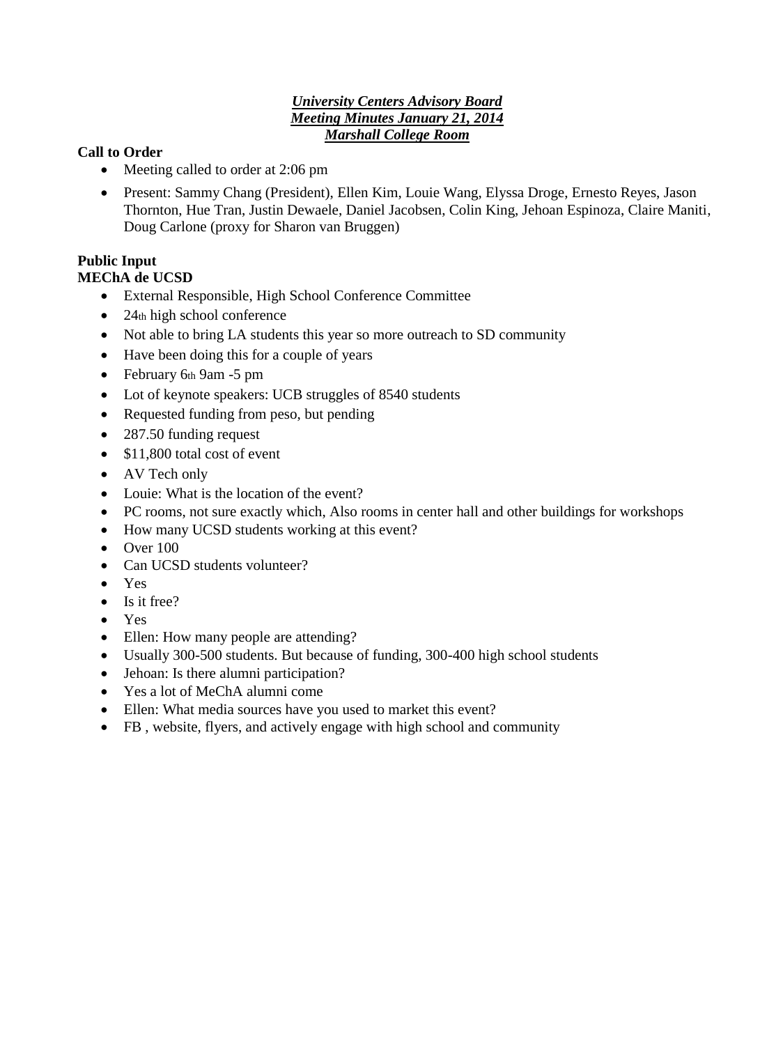***University Centers Advisory Board***
***Meeting Minutes January 21, 2014***
***Marshall College Room***

**Call to Order**

- Meeting called to order at 2:06 pm
- Present: Sammy Chang (President), Ellen Kim, Louie Wang, Elyssa Droge, Ernesto Reyes, Jason Thornton, Hue Tran, Justin Dewaele, Daniel Jacobsen, Colin King, Jehoan Espinoza, Claire Maniti, Doug Carlone (proxy for Sharon van Bruggen)

**Public Input**
**MEChA de UCSD**

- External Responsible, High School Conference Committee
- 24th high school conference
- Not able to bring LA students this year so more outreach to SD community
- Have been doing this for a couple of years
- February 6th 9am -5 pm
- Lot of keynote speakers: UCB struggles of 8540 students
- Requested funding from peso, but pending
- 287.50 funding request
- $11,800 total cost of event
- AV Tech only
- Louie: What is the location of the event?
- PC rooms, not sure exactly which, Also rooms in center hall and other buildings for workshops
- How many UCSD students working at this event?
- Over 100
- Can UCSD students volunteer?
- Yes
- Is it free?
- Yes
- Ellen: How many people are attending?
- Usually 300-500 students. But because of funding, 300-400 high school students
- Jehoan: Is there alumni participation?
- Yes a lot of MeChA alumni come
- Ellen: What media sources have you used to market this event?
- FB , website, flyers, and actively engage with high school and community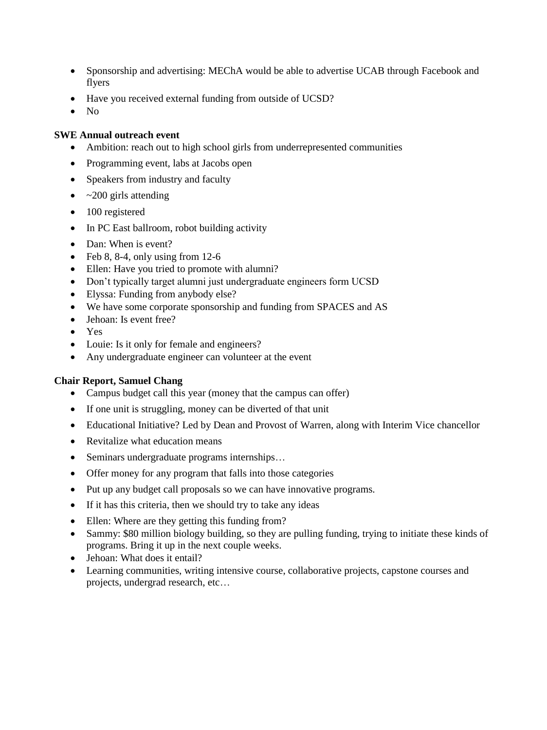- Sponsorship and advertising: MEChA would be able to advertise UCAB through Facebook and flyers
- Have you received external funding from outside of UCSD?
- No

**SWE Annual outreach event**

- Ambition: reach out to high school girls from underrepresented communities
- Programming event, labs at Jacobs open
- Speakers from industry and faculty
- ~200 girls attending
- 100 registered
- In PC East ballroom, robot building activity
- Dan: When is event?
- Feb 8, 8-4, only using from 12-6
- Ellen: Have you tried to promote with alumni?
- Don't typically target alumni just undergraduate engineers form UCSD
- Elyssa: Funding from anybody else?
- We have some corporate sponsorship and funding from SPACES and AS
- Jehoan: Is event free?
- Yes
- Louie: Is it only for female and engineers?
- Any undergraduate engineer can volunteer at the event

**Chair Report, Samuel Chang**

- Campus budget call this year (money that the campus can offer)
- If one unit is struggling, money can be diverted of that unit
- Educational Initiative? Led by Dean and Provost of Warren, along with Interim Vice chancellor
- Revitalize what education means
- Seminars undergraduate programs internships…
- Offer money for any program that falls into those categories
- Put up any budget call proposals so we can have innovative programs.
- If it has this criteria, then we should try to take any ideas
- Ellen: Where are they getting this funding from?
- Sammy: $80 million biology building, so they are pulling funding, trying to initiate these kinds of programs. Bring it up in the next couple weeks.
- Jehoan: What does it entail?
- Learning communities, writing intensive course, collaborative projects, capstone courses and projects, undergrad research, etc…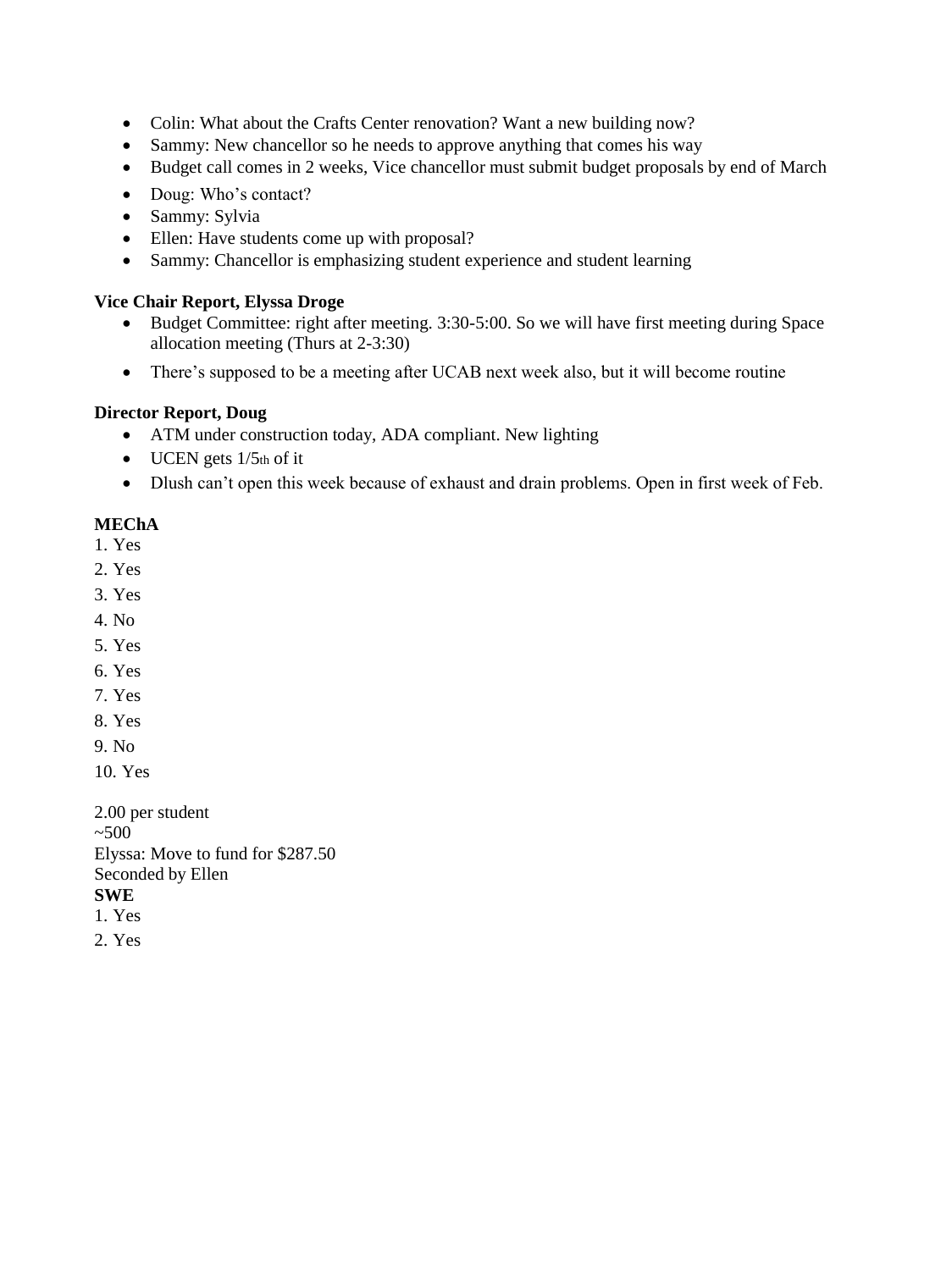- Colin: What about the Crafts Center renovation? Want a new building now?
- Sammy: New chancellor so he needs to approve anything that comes his way
- Budget call comes in 2 weeks, Vice chancellor must submit budget proposals by end of March
- Doug: Who's contact?
- Sammy: Sylvia
- Ellen: Have students come up with proposal?
- Sammy: Chancellor is emphasizing student experience and student learning

**Vice Chair Report, Elyssa Droge**

- Budget Committee: right after meeting. 3:30-5:00. So we will have first meeting during Space allocation meeting (Thurs at 2-3:30)
- There's supposed to be a meeting after UCAB next week also, but it will become routine

**Director Report, Doug**

- ATM under construction today, ADA compliant. New lighting
- UCEN gets 1/5th of it
- Dlush can't open this week because of exhaust and drain problems. Open in first week of Feb.

**MEChA**

1. Yes
2. Yes
3. Yes
4. No
5. Yes
6. Yes
7. Yes
8. Yes
9. No
10. Yes

2.00 per student
~500
Elyssa: Move to fund for $287.50
Seconded by Ellen

**SWE**

1. Yes
2. Yes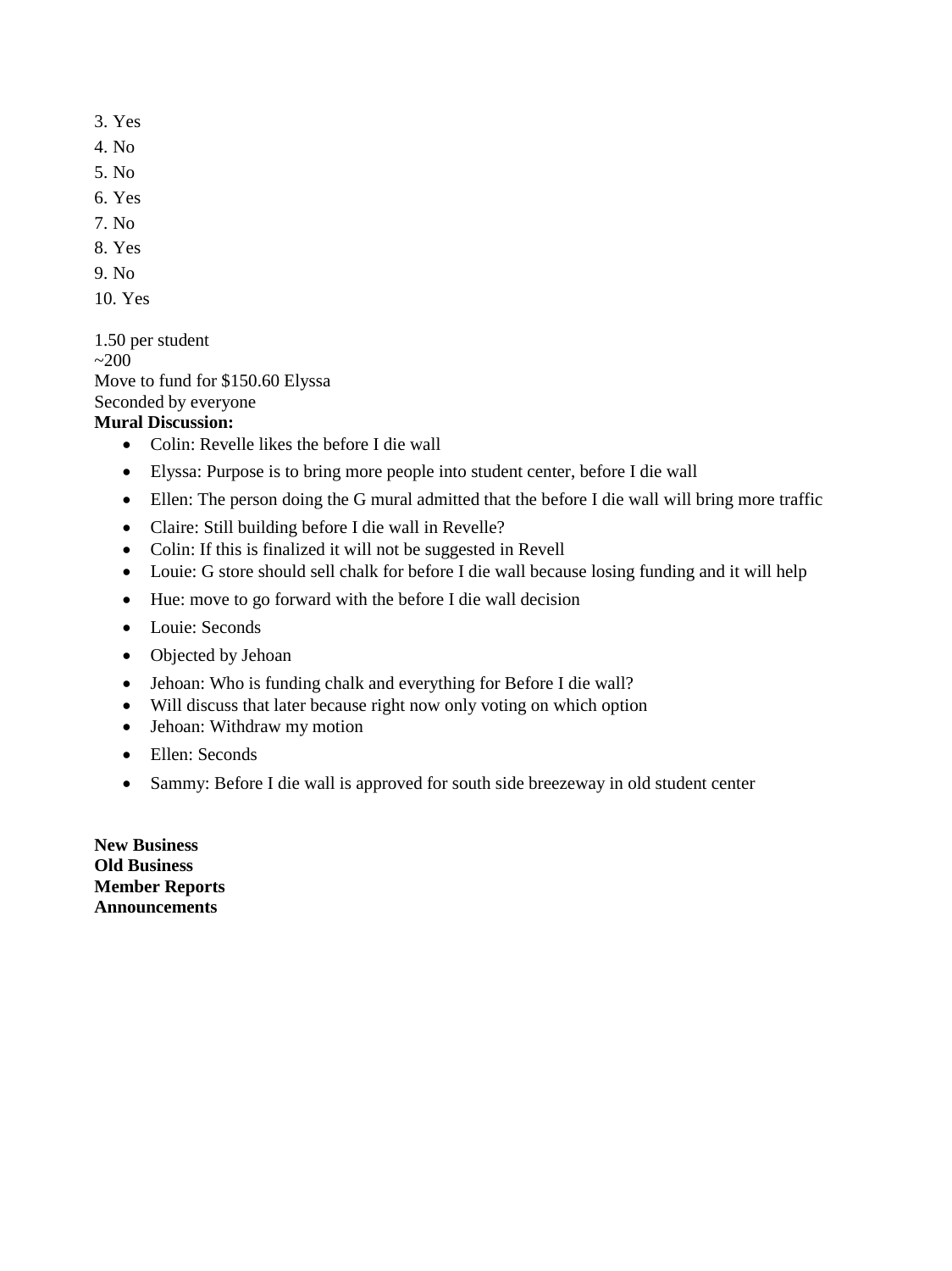3. Yes
4. No
5. No
6. Yes
7. No
8. Yes
9. No
10. Yes

1.50 per student
~200
Move to fund for $150.60 Elyssa
Seconded by everyone

**Mural Discussion:**

- Colin: Revelle likes the before I die wall
- Elyssa: Purpose is to bring more people into student center, before I die wall
- Ellen: The person doing the G mural admitted that the before I die wall will bring more traffic
- Claire: Still building before I die wall in Revelle?
- Colin: If this is finalized it will not be suggested in Revell
- Louie: G store should sell chalk for before I die wall because losing funding and it will help
- Hue: move to go forward with the before I die wall decision
- Louie: Seconds
- Objected by Jehoan
- Jehoan: Who is funding chalk and everything for Before I die wall?
- Will discuss that later because right now only voting on which option
- Jehoan: Withdraw my motion
- Ellen: Seconds
- Sammy: Before I die wall is approved for south side breezeway in old student center

**New Business**
**Old Business**
**Member Reports**
**Announcements**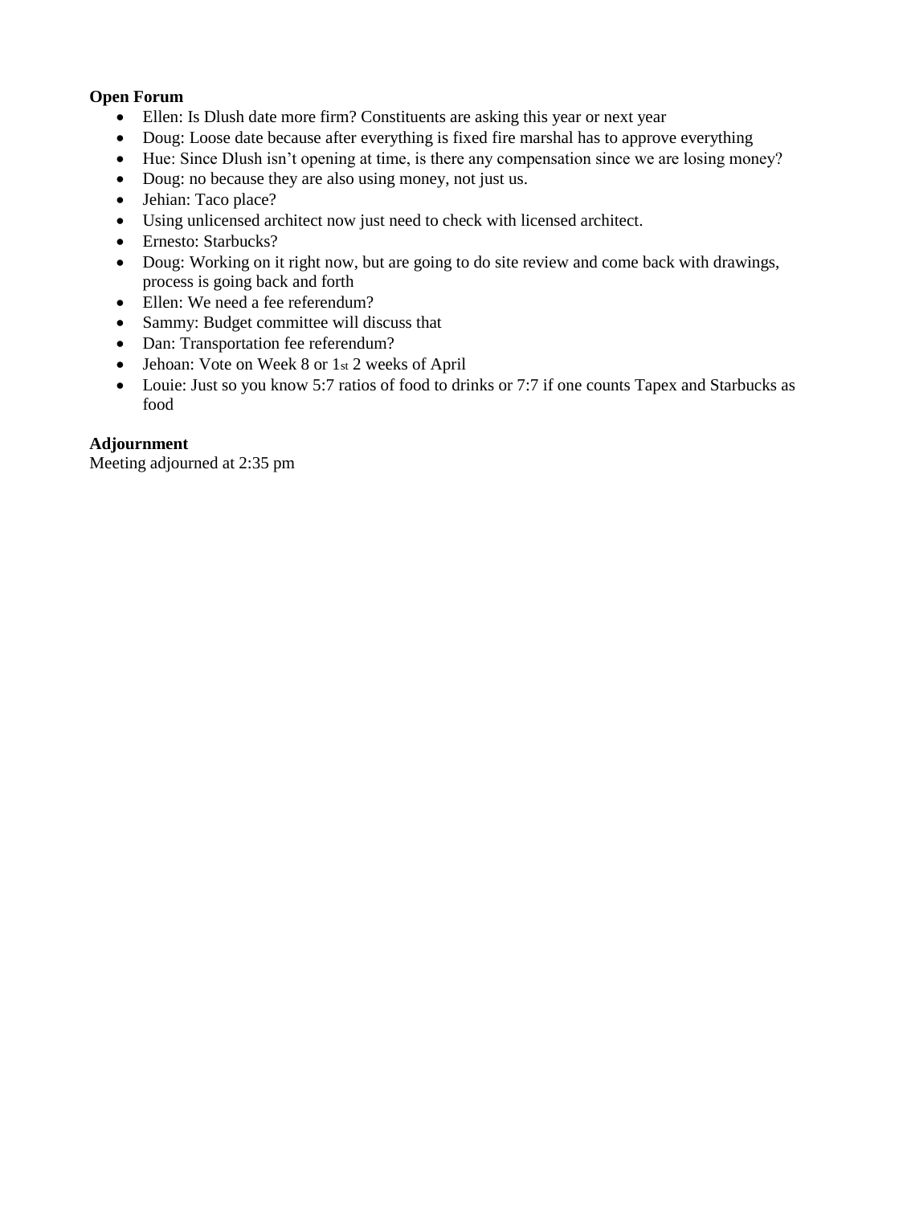**Open Forum**

- Ellen: Is Dlush date more firm? Constituents are asking this year or next year
- Doug: Loose date because after everything is fixed fire marshal has to approve everything
- Hue: Since Dlush isn't opening at time, is there any compensation since we are losing money?
- Doug: no because they are also using money, not just us.
- Jehian: Taco place?
- Using unlicensed architect now just need to check with licensed architect.
- Ernesto: Starbucks?
- Doug: Working on it right now, but are going to do site review and come back with drawings, process is going back and forth
- Ellen: We need a fee referendum?
- Sammy: Budget committee will discuss that
- Dan: Transportation fee referendum?
- Jehoan: Vote on Week 8 or 1st 2 weeks of April
- Louie: Just so you know 5:7 ratios of food to drinks or 7:7 if one counts Tapex and Starbucks as food

**Adjournment**

Meeting adjourned at 2:35 pm